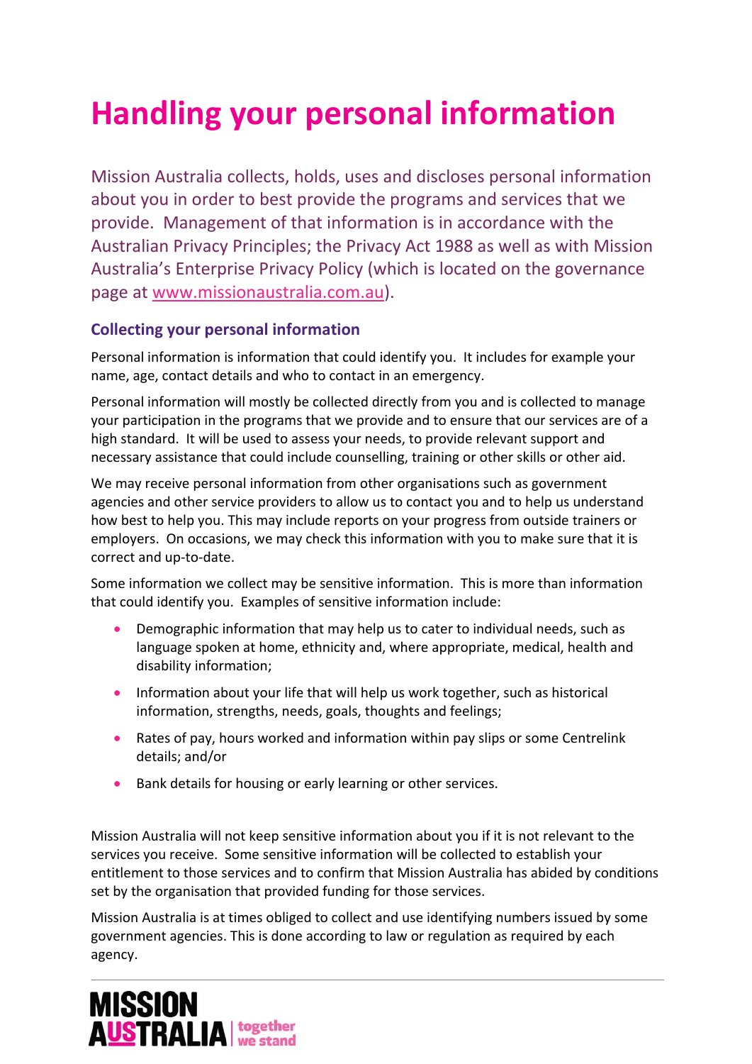# Handling your personal information

Mission Australia collects, holds, uses and discloses personal information about you in order to best provide the programs and services that we provide. Management of that information is in accordance with the Australian Privacy Principles; the Privacy Act 1988 as well as with Mission Australia's Enterprise Privacy Policy (which is located on the governance page at www.missionaustralia.com.au).

### Collecting your personal information

Personal information is information that could identify you. It includes for example your name, age, contact details and who to contact in an emergency.

Personal information will mostly be collected directly from you and is collected to manage your participation in the programs that we provide and to ensure that our services are of a high standard. It will be used to assess your needs, to provide relevant support and necessary assistance that could include counselling, training or other skills or other aid.

We may receive personal information from other organisations such as government agencies and other service providers to allow us to contact you and to help us understand how best to help you. This may include reports on your progress from outside trainers or employers. On occasions, we may check this information with you to make sure that it is correct and up-to-date.

Some information we collect may be sensitive information. This is more than information that could identify you. Examples of sensitive information include:

- Demographic information that may help us to cater to individual needs, such as language spoken at home, ethnicity and, where appropriate, medical, health and disability information;
- Information about your life that will help us work together, such as historical information, strengths, needs, goals, thoughts and feelings;
- Rates of pay, hours worked and information within pay slips or some Centrelink details; and/or
- Bank details for housing or early learning or other services.

Mission Australia will not keep sensitive information about you if it is not relevant to the services you receive. Some sensitive information will be collected to establish your entitlement to those services and to confirm that Mission Australia has abided by conditions set by the organisation that provided funding for those services.

Mission Australia is at times obliged to collect and use identifying numbers issued by some government agencies. This is done according to law or regulation as required by each agency.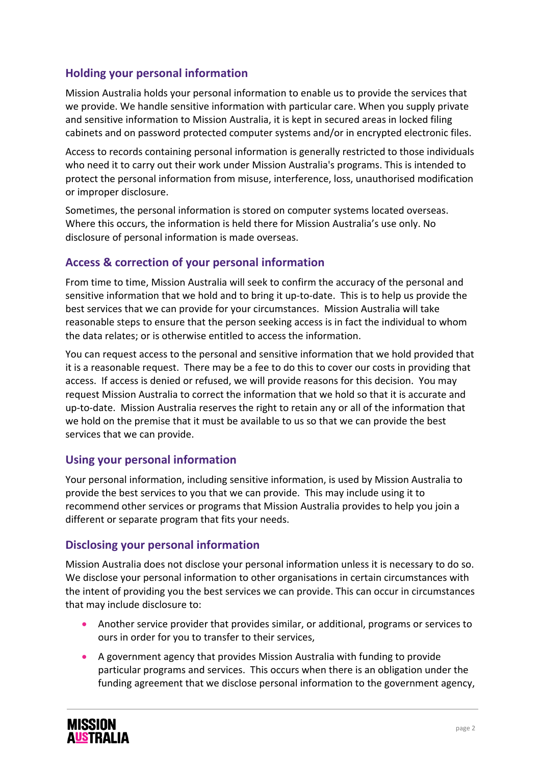## Holding your personal information

Mission Australia holds your personal information to enable us to provide the services that we provide. We handle sensitive information with particular care. When you supply private and sensitive information to Mission Australia, it is kept in secured areas in locked filing cabinets and on password protected computer systems and/or in encrypted electronic files.

Access to records containing personal information is generally restricted to those individuals who need it to carry out their work under Mission Australia's programs. This is intended to protect the personal information from misuse, interference, loss, unauthorised modification or improper disclosure.

Sometimes, the personal information is stored on computer systems located overseas. Where this occurs, the information is held there for Mission Australia's use only. No disclosure of personal information is made overseas.

## Access & correction of your personal information

From time to time, Mission Australia will seek to confirm the accuracy of the personal and sensitive information that we hold and to bring it up-to-date. This is to help us provide the best services that we can provide for your circumstances. Mission Australia will take reasonable steps to ensure that the person seeking access is in fact the individual to whom the data relates; or is otherwise entitled to access the information.

You can request access to the personal and sensitive information that we hold provided that it is a reasonable request. There may be a fee to do this to cover our costs in providing that access. If access is denied or refused, we will provide reasons for this decision. You may request Mission Australia to correct the information that we hold so that it is accurate and up-to-date. Mission Australia reserves the right to retain any or all of the information that we hold on the premise that it must be available to us so that we can provide the best services that we can provide.

## Using your personal information

Your personal information, including sensitive information, is used by Mission Australia to provide the best services to you that we can provide. This may include using it to recommend other services or programs that Mission Australia provides to help you join a different or separate program that fits your needs.

## Disclosing your personal information

Mission Australia does not disclose your personal information unless it is necessary to do so. We disclose your personal information to other organisations in certain circumstances with the intent of providing you the best services we can provide. This can occur in circumstances that may include disclosure to:

- Another service provider that provides similar, or additional, programs or services to ours in order for you to transfer to their services,
- A government agency that provides Mission Australia with funding to provide particular programs and services. This occurs when there is an obligation under the funding agreement that we disclose personal information to the government agency,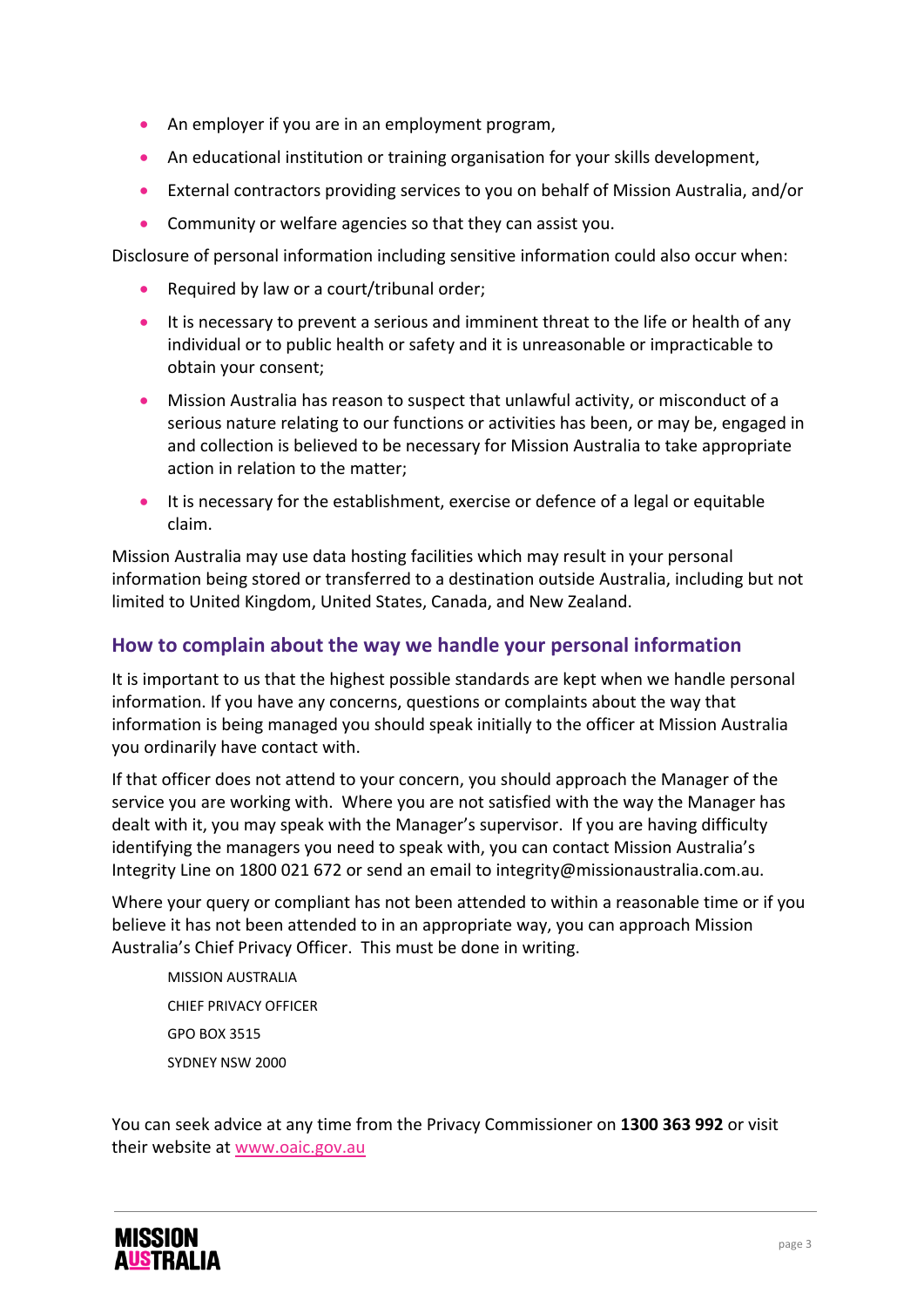- An employer if you are in an employment program,
- An educational institution or training organisation for your skills development,
- External contractors providing services to you on behalf of Mission Australia, and/or
- Community or welfare agencies so that they can assist you.

Disclosure of personal information including sensitive information could also occur when:

- Required by law or a court/tribunal order;
- It is necessary to prevent a serious and imminent threat to the life or health of any individual or to public health or safety and it is unreasonable or impracticable to obtain your consent;
- Mission Australia has reason to suspect that unlawful activity, or misconduct of a serious nature relating to our functions or activities has been, or may be, engaged in and collection is believed to be necessary for Mission Australia to take appropriate action in relation to the matter;
- It is necessary for the establishment, exercise or defence of a legal or equitable claim.

Mission Australia may use data hosting facilities which may result in your personal information being stored or transferred to a destination outside Australia, including but not limited to United Kingdom, United States, Canada, and New Zealand.

## How to complain about the way we handle your personal information

It is important to us that the highest possible standards are kept when we handle personal information. If you have any concerns, questions or complaints about the way that information is being managed you should speak initially to the officer at Mission Australia you ordinarily have contact with.

If that officer does not attend to your concern, you should approach the Manager of the service you are working with. Where you are not satisfied with the way the Manager has dealt with it, you may speak with the Manager's supervisor. If you are having difficulty identifying the managers you need to speak with, you can contact Mission Australia's Integrity Line on 1800 021 672 or send an email to integrity@missionaustralia.com.au.

Where your query or compliant has not been attended to within a reasonable time or if you believe it has not been attended to in an appropriate way, you can approach Mission Australia's Chief Privacy Officer. This must be done in writing.

MISSION AUSTRALIA
CHIEF PRIVACY OFFICER
GPO BOX 3515
SYDNEY NSW 2000

You can seek advice at any time from the Privacy Commissioner on **1300 363 992** or visit their website at www.oaic.gov.au